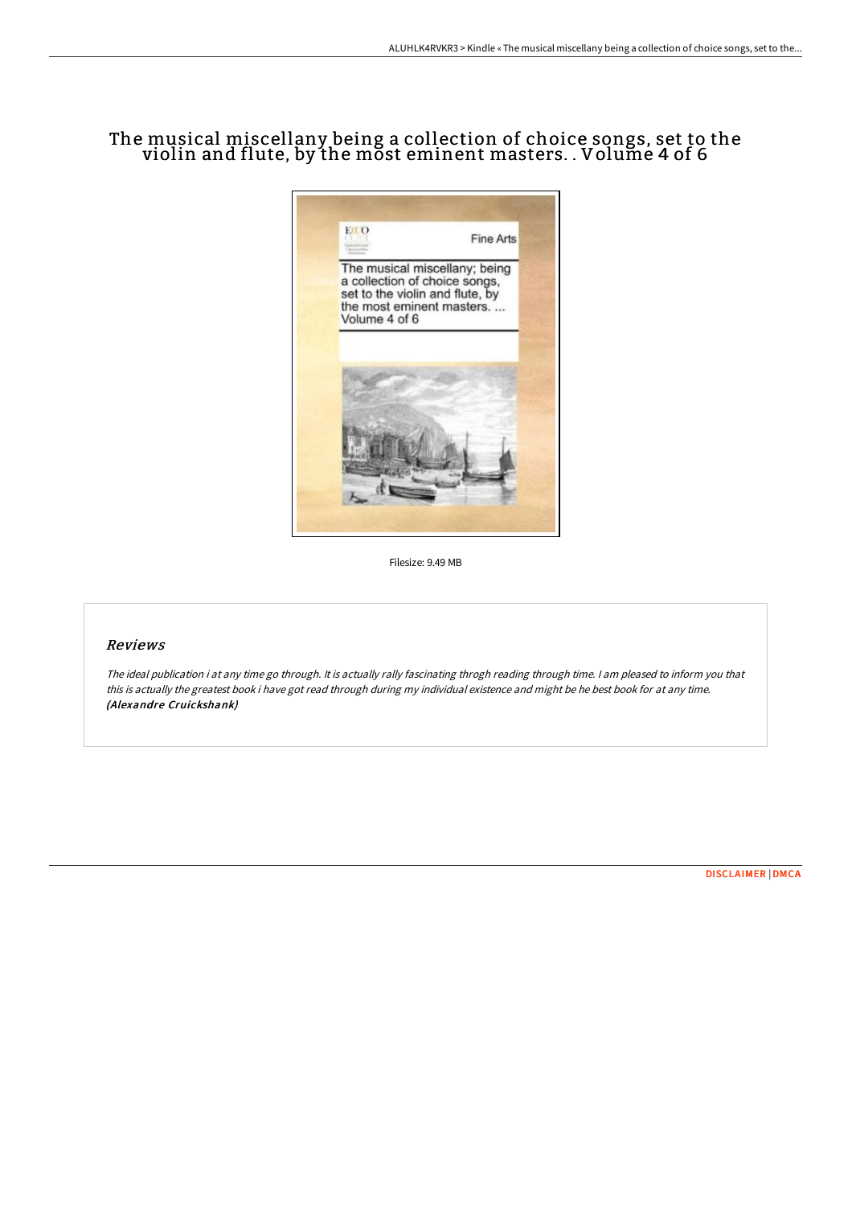# The musical miscellany being a collection of choice songs, set to the violin and flute, by the most eminent masters. . Volume 4 of 6

Filesize: 9.49 MB

## Reviews

*The ideal publication i at any time go through. It is actually rally fascinating throgh reading through time. I am pleased to inform you that this is actually the greatest book i have got read through during my individual existence and might be he best book for at any time.* ***(Alexandre Cruickshank)***

DISCLAIMER | DMCA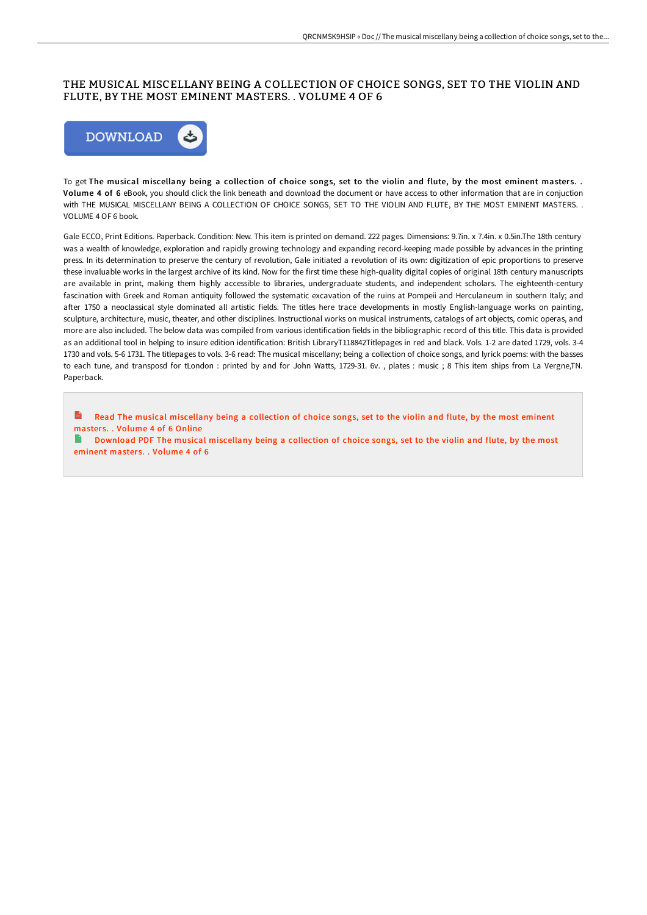# THE MUSICAL MISCELLANY BEING A COLLECTION OF CHOICE SONGS, SET TO THE VIOLIN AND FLUTE, BY THE MOST EMINENT MASTERS. . VOLUME 4 OF 6

To get **The musical miscellany being a collection of choice songs, set to the violin and flute, by the most eminent masters. . Volume 4 of 6** eBook, you should click the link beneath and download the document or have access to other information that are in conjuction with THE MUSICAL MISCELLANY BEING A COLLECTION OF CHOICE SONGS, SET TO THE VIOLIN AND FLUTE, BY THE MOST EMINENT MASTERS. . VOLUME 4 OF 6 book.

Gale ECCO, Print Editions. Paperback. Condition: New. This item is printed on demand. 222 pages. Dimensions: 9.7in. x 7.4in. x 0.5in.The 18th century was a wealth of knowledge, exploration and rapidly growing technology and expanding record-keeping made possible by advances in the printing press. In its determination to preserve the century of revolution, Gale initiated a revolution of its own: digitization of epic proportions to preserve these invaluable works in the largest archive of its kind. Now for the first time these high-quality digital copies of original 18th century manuscripts are available in print, making them highly accessible to libraries, undergraduate students, and independent scholars. The eighteenth-century fascination with Greek and Roman antiquity followed the systematic excavation of the ruins at Pompeii and Herculaneum in southern Italy; and after 1750 a neoclassical style dominated all artistic fields. The titles here trace developments in mostly English-language works on painting, sculpture, architecture, music, theater, and other disciplines. Instructional works on musical instruments, catalogs of art objects, comic operas, and more are also included. The below data was compiled from various identification fields in the bibliographic record of this title. This data is provided as an additional tool in helping to insure edition identification: British LibraryT118842Titlepages in red and black. Vols. 1-2 are dated 1729, vols. 3-4 1730 and vols. 5-6 1731. The titlepages to vols. 3-6 read: The musical miscellany; being a collection of choice songs, and lyrick poems: with the basses to each tune, and transposd for tLondon : printed by and for John Watts, 1729-31. 6v. , plates : music ; 8 This item ships from La Vergne,TN. Paperback.

- Read The musical miscellany being a collection of choice songs, set to the violin and flute, by the most eminent masters. . Volume 4 of 6 Online
- Download PDF The musical miscellany being a collection of choice songs, set to the violin and flute, by the most eminent masters. . Volume 4 of 6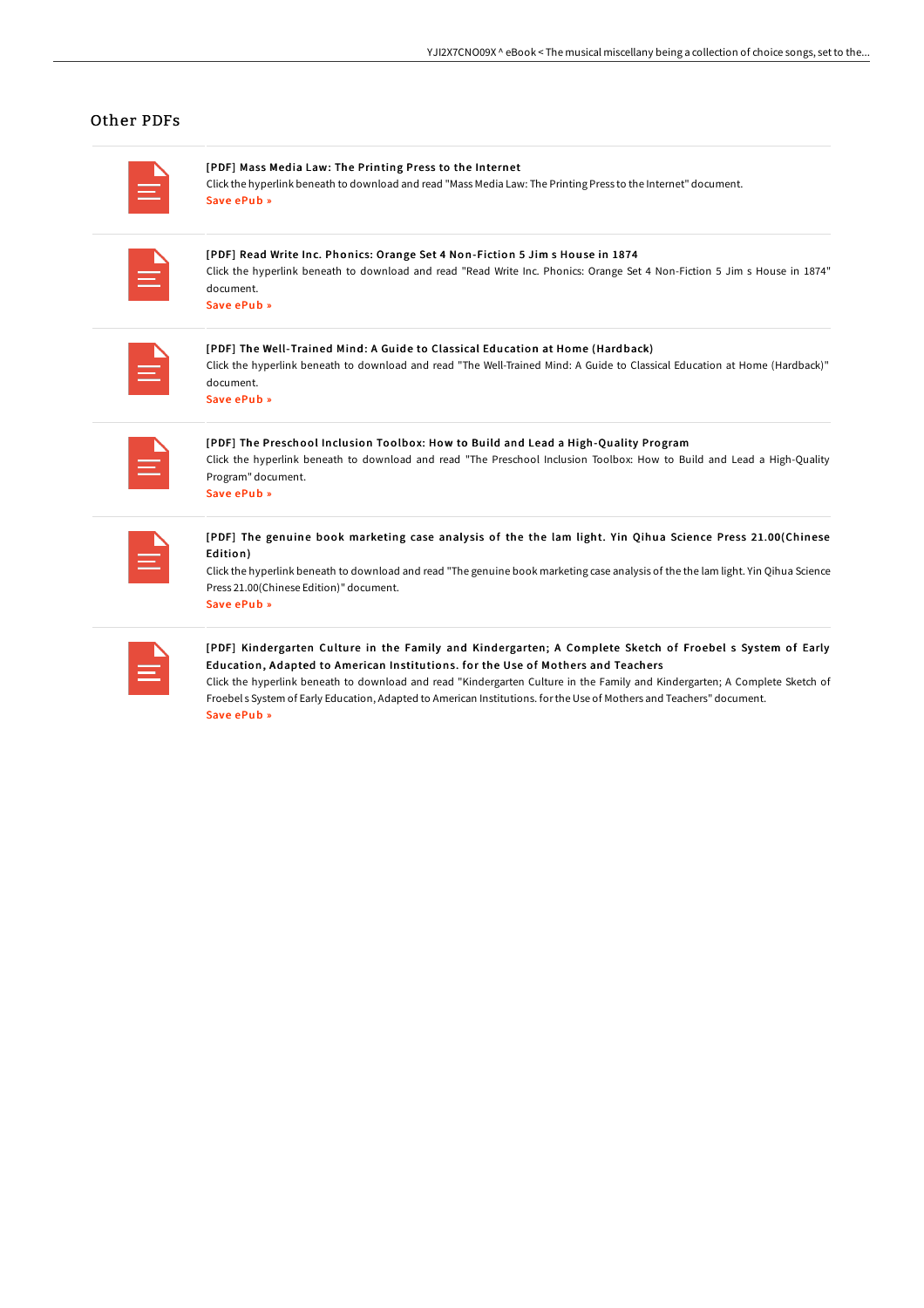## Other PDFs

[PDF] Mass Media Law: The Printing Press to the Internet

Click the hyperlink beneath to download and read "Mass Media Law: The Printing Press to the Internet" document.

Save ePub »

[PDF] Read Write Inc. Phonics: Orange Set 4 Non-Fiction 5 Jim s House in 1874

Click the hyperlink beneath to download and read "Read Write Inc. Phonics: Orange Set 4 Non-Fiction 5 Jim s House in 1874" document.

Save ePub »

[PDF] The Well-Trained Mind: A Guide to Classical Education at Home (Hardback)

Click the hyperlink beneath to download and read "The Well-Trained Mind: A Guide to Classical Education at Home (Hardback)" document.

Save ePub »

[PDF] The Preschool Inclusion Toolbox: How to Build and Lead a High-Quality Program

Click the hyperlink beneath to download and read "The Preschool Inclusion Toolbox: How to Build and Lead a High-Quality Program" document.

Save ePub »

[PDF] The genuine book marketing case analysis of the the lam light. Yin Qihua Science Press 21.00(Chinese Edition)

Click the hyperlink beneath to download and read "The genuine book marketing case analysis of the the lam light. Yin Qihua Science Press 21.00(Chinese Edition)" document.

Save ePub »

[PDF] Kindergarten Culture in the Family and Kindergarten; A Complete Sketch of Froebel s System of Early Education, Adapted to American Institutions. for the Use of Mothers and Teachers

Click the hyperlink beneath to download and read "Kindergarten Culture in the Family and Kindergarten; A Complete Sketch of Froebel s System of Early Education, Adapted to American Institutions. for the Use of Mothers and Teachers" document.

Save ePub »